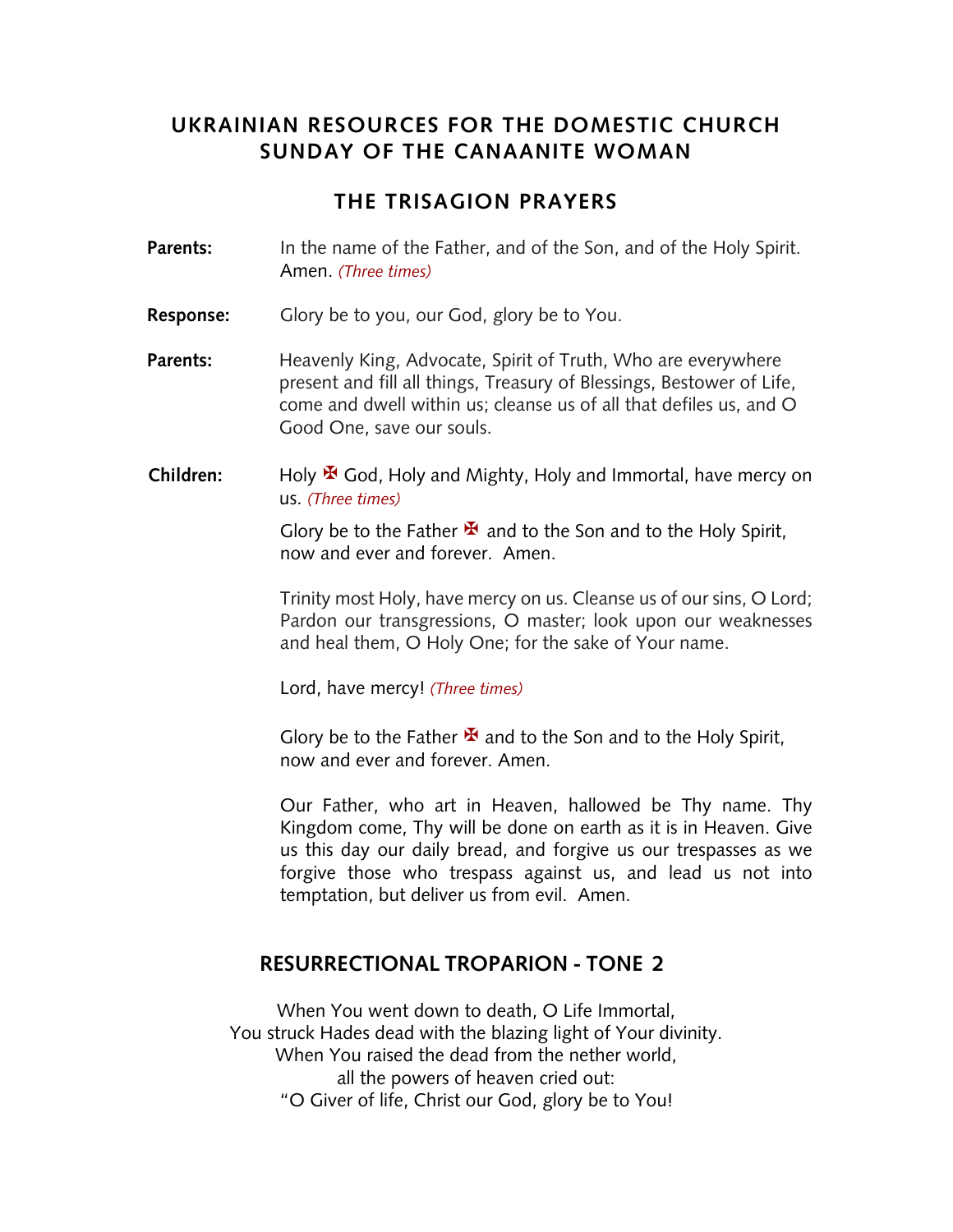# UKRAINIAN RESOURCES FOR THE DOMESTIC CHURCH
# SUNDAY OF THE CANAANITE WOMAN

## THE TRISAGION PRAYERS

**Parents:** In the name of the Father, and of the Son, and of the Holy Spirit. Amen. *(Three times)*

**Response:** Glory be to you, our God, glory be to You.

**Parents:** Heavenly King, Advocate, Spirit of Truth, Who are everywhere present and fill all things, Treasury of Blessings, Bestower of Life, come and dwell within us; cleanse us of all that defiles us, and O Good One, save our souls.

**Children:** Holy ✠ God, Holy and Mighty, Holy and Immortal, have mercy on us. *(Three times)*

Glory be to the Father ✠ and to the Son and to the Holy Spirit, now and ever and forever. Amen.

Trinity most Holy, have mercy on us. Cleanse us of our sins, O Lord; Pardon our transgressions, O master; look upon our weaknesses and heal them, O Holy One; for the sake of Your name.

Lord, have mercy! *(Three times)*

Glory be to the Father ✠ and to the Son and to the Holy Spirit, now and ever and forever. Amen.

Our Father, who art in Heaven, hallowed be Thy name. Thy Kingdom come, Thy will be done on earth as it is in Heaven. Give us this day our daily bread, and forgive us our trespasses as we forgive those who trespass against us, and lead us not into temptation, but deliver us from evil. Amen.

## RESURRECTIONAL TROPARION - TONE 2

When You went down to death, O Life Immortal,
You struck Hades dead with the blazing light of Your divinity.
When You raised the dead from the nether world,
all the powers of heaven cried out:
"O Giver of life, Christ our God, glory be to You!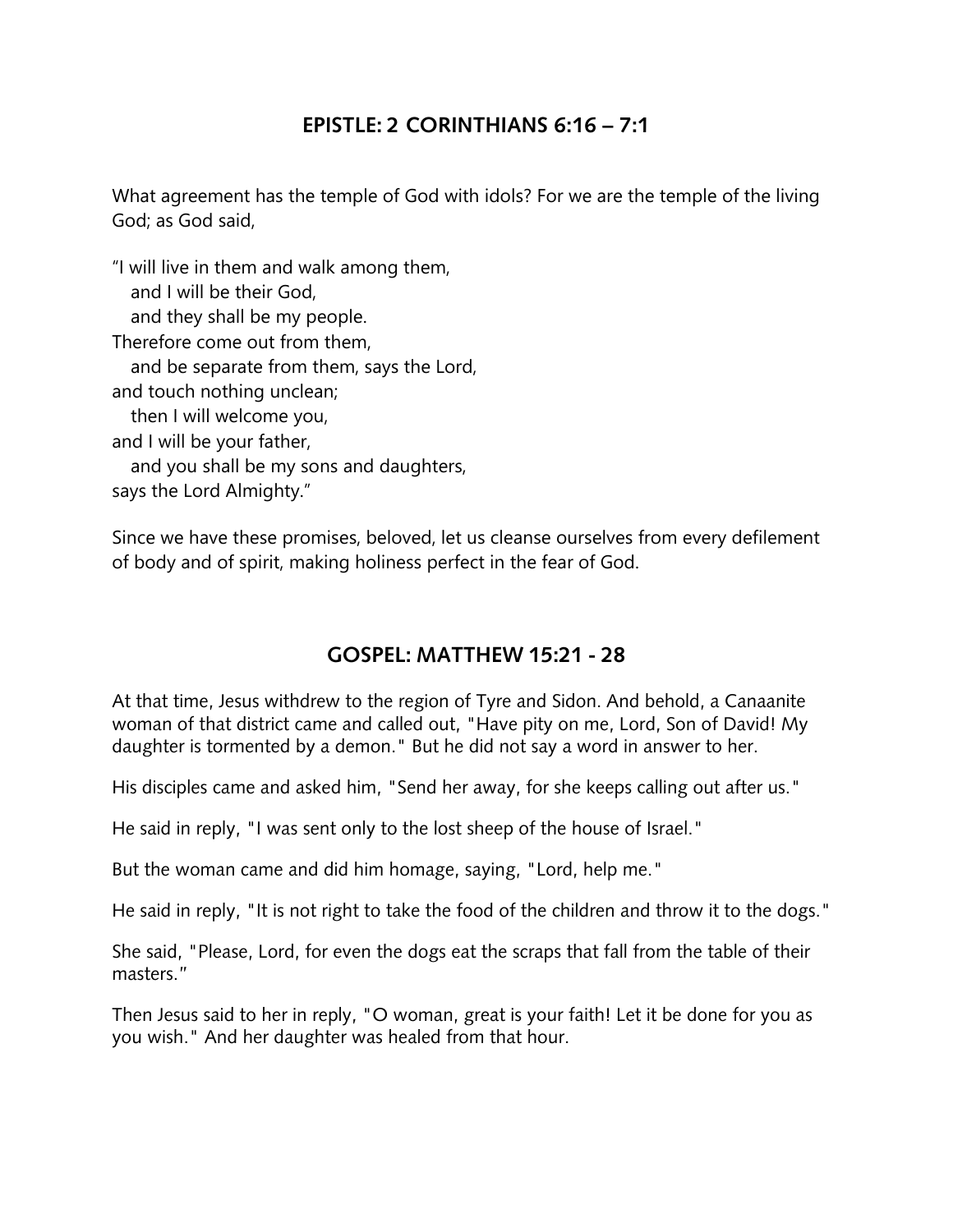## EPISTLE: 2 CORINTHIANS 6:16 – 7:1

What agreement has the temple of God with idols? For we are the temple of the living God; as God said,

“I will live in them and walk among them,  
and I will be their God,  
and they shall be my people.  
Therefore come out from them,  
and be separate from them, says the Lord,  
and touch nothing unclean;  
then I will welcome you,  
and I will be your father,  
and you shall be my sons and daughters,  
says the Lord Almighty.”

Since we have these promises, beloved, let us cleanse ourselves from every defilement of body and of spirit, making holiness perfect in the fear of God.

## GOSPEL: MATTHEW 15:21 - 28

At that time, Jesus withdrew to the region of Tyre and Sidon. And behold, a Canaanite woman of that district came and called out, "Have pity on me, Lord, Son of David! My daughter is tormented by a demon." But he did not say a word in answer to her.

His disciples came and asked him, "Send her away, for she keeps calling out after us."

He said in reply, "I was sent only to the lost sheep of the house of Israel."

But the woman came and did him homage, saying, "Lord, help me."

He said in reply, "It is not right to take the food of the children and throw it to the dogs."

She said, "Please, Lord, for even the dogs eat the scraps that fall from the table of their masters."

Then Jesus said to her in reply, "O woman, great is your faith! Let it be done for you as you wish." And her daughter was healed from that hour.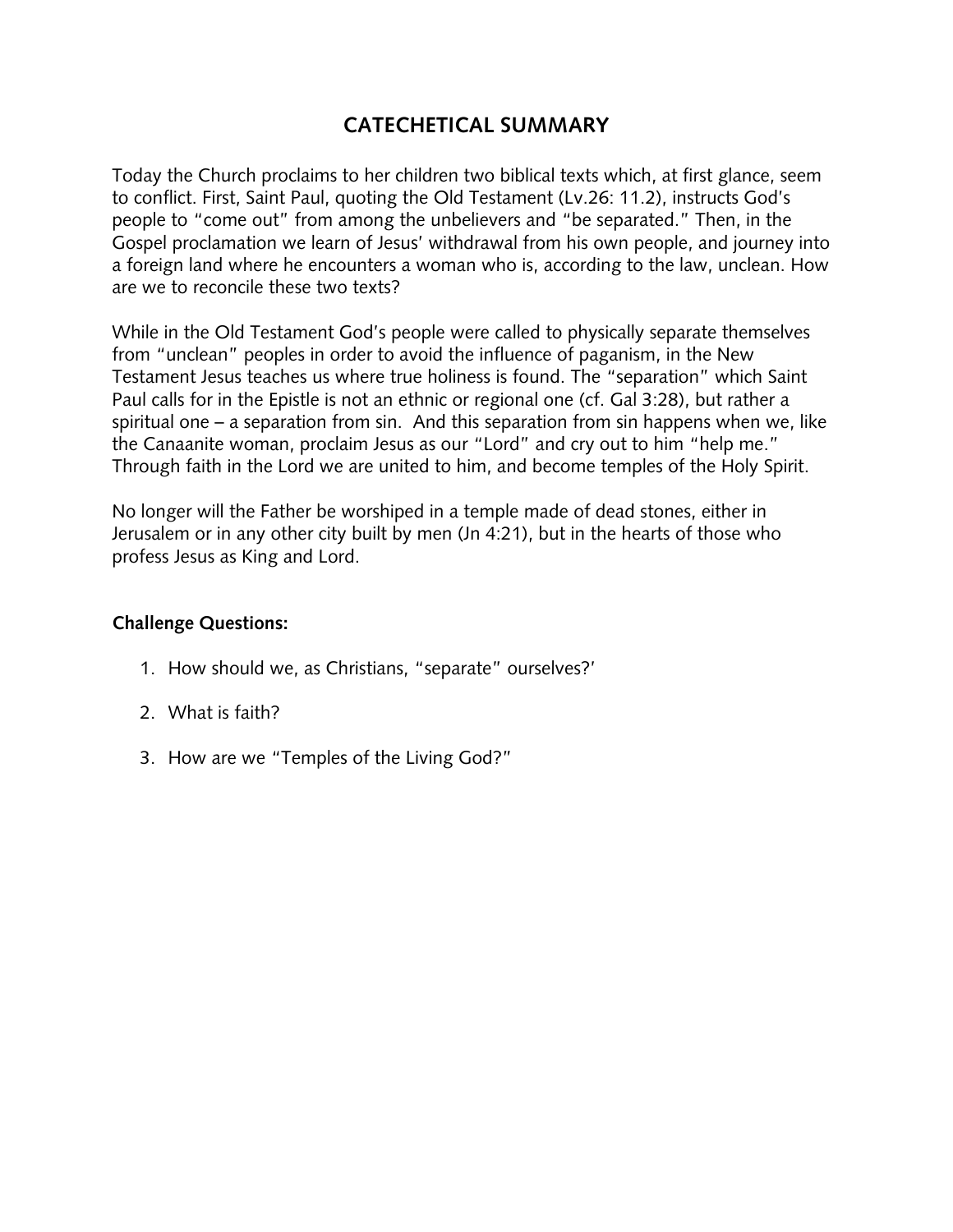# CATECHETICAL SUMMARY

Today the Church proclaims to her children two biblical texts which, at first glance, seem to conflict. First, Saint Paul, quoting the Old Testament (Lv.26: 11.2), instructs God's people to "come out" from among the unbelievers and "be separated." Then, in the Gospel proclamation we learn of Jesus' withdrawal from his own people, and journey into a foreign land where he encounters a woman who is, according to the law, unclean. How are we to reconcile these two texts?

While in the Old Testament God's people were called to physically separate themselves from "unclean" peoples in order to avoid the influence of paganism, in the New Testament Jesus teaches us where true holiness is found. The "separation" which Saint Paul calls for in the Epistle is not an ethnic or regional one (cf. Gal 3:28), but rather a spiritual one – a separation from sin. And this separation from sin happens when we, like the Canaanite woman, proclaim Jesus as our "Lord" and cry out to him "help me." Through faith in the Lord we are united to him, and become temples of the Holy Spirit.

No longer will the Father be worshiped in a temple made of dead stones, either in Jerusalem or in any other city built by men (Jn 4:21), but in the hearts of those who profess Jesus as King and Lord.

**Challenge Questions:**

1. How should we, as Christians, "separate" ourselves?'
2. What is faith?
3. How are we "Temples of the Living God?"